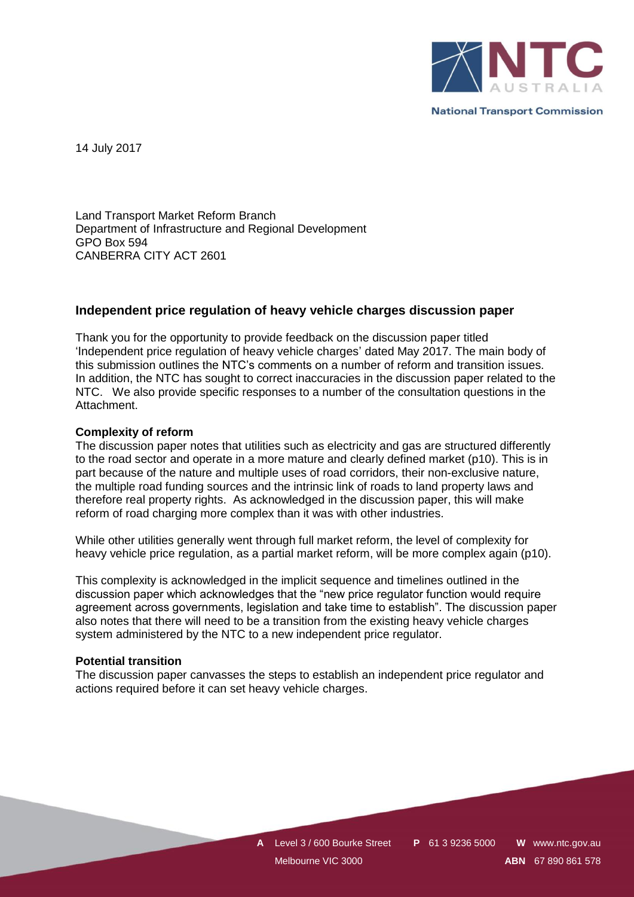14 July 2017

Land Transport Market Reform Branch
Department of Infrastructure and Regional Development
GPO Box 594
CANBERRA CITY ACT 2601

## Independent price regulation of heavy vehicle charges discussion paper

Thank you for the opportunity to provide feedback on the discussion paper titled 'Independent price regulation of heavy vehicle charges' dated May 2017. The main body of this submission outlines the NTC's comments on a number of reform and transition issues. In addition, the NTC has sought to correct inaccuracies in the discussion paper related to the NTC. We also provide specific responses to a number of the consultation questions in the Attachment.

**Complexity of reform**

The discussion paper notes that utilities such as electricity and gas are structured differently to the road sector and operate in a more mature and clearly defined market (p10). This is in part because of the nature and multiple uses of road corridors, their non-exclusive nature, the multiple road funding sources and the intrinsic link of roads to land property laws and therefore real property rights. As acknowledged in the discussion paper, this will make reform of road charging more complex than it was with other industries.

While other utilities generally went through full market reform, the level of complexity for heavy vehicle price regulation, as a partial market reform, will be more complex again (p10).

This complexity is acknowledged in the implicit sequence and timelines outlined in the discussion paper which acknowledges that the "new price regulator function would require agreement across governments, legislation and take time to establish". The discussion paper also notes that there will need to be a transition from the existing heavy vehicle charges system administered by the NTC to a new independent price regulator.

**Potential transition**

The discussion paper canvasses the steps to establish an independent price regulator and actions required before it can set heavy vehicle charges.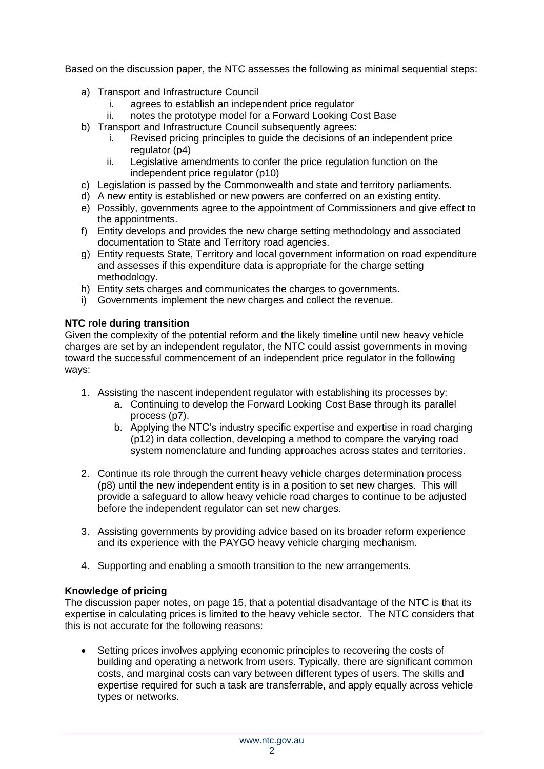Based on the discussion paper, the NTC assesses the following as minimal sequential steps:

a) Transport and Infrastructure Council
   i. agrees to establish an independent price regulator
   ii. notes the prototype model for a Forward Looking Cost Base
b) Transport and Infrastructure Council subsequently agrees:
   i. Revised pricing principles to guide the decisions of an independent price regulator (p4)
   ii. Legislative amendments to confer the price regulation function on the independent price regulator (p10)
c) Legislation is passed by the Commonwealth and state and territory parliaments.
d) A new entity is established or new powers are conferred on an existing entity.
e) Possibly, governments agree to the appointment of Commissioners and give effect to the appointments.
f) Entity develops and provides the new charge setting methodology and associated documentation to State and Territory road agencies.
g) Entity requests State, Territory and local government information on road expenditure and assesses if this expenditure data is appropriate for the charge setting methodology.
h) Entity sets charges and communicates the charges to governments.
i) Governments implement the new charges and collect the revenue.

**NTC role during transition**

Given the complexity of the potential reform and the likely timeline until new heavy vehicle charges are set by an independent regulator, the NTC could assist governments in moving toward the successful commencement of an independent price regulator in the following ways:

1. Assisting the nascent independent regulator with establishing its processes by:
   a. Continuing to develop the Forward Looking Cost Base through its parallel process (p7).
   b. Applying the NTC's industry specific expertise and expertise in road charging (p12) in data collection, developing a method to compare the varying road system nomenclature and funding approaches across states and territories.
2. Continue its role through the current heavy vehicle charges determination process (p8) until the new independent entity is in a position to set new charges. This will provide a safeguard to allow heavy vehicle road charges to continue to be adjusted before the independent regulator can set new charges.
3. Assisting governments by providing advice based on its broader reform experience and its experience with the PAYGO heavy vehicle charging mechanism.
4. Supporting and enabling a smooth transition to the new arrangements.

**Knowledge of pricing**

The discussion paper notes, on page 15, that a potential disadvantage of the NTC is that its expertise in calculating prices is limited to the heavy vehicle sector. The NTC considers that this is not accurate for the following reasons:

- Setting prices involves applying economic principles to recovering the costs of building and operating a network from users. Typically, there are significant common costs, and marginal costs can vary between different types of users. The skills and expertise required for such a task are transferrable, and apply equally across vehicle types or networks.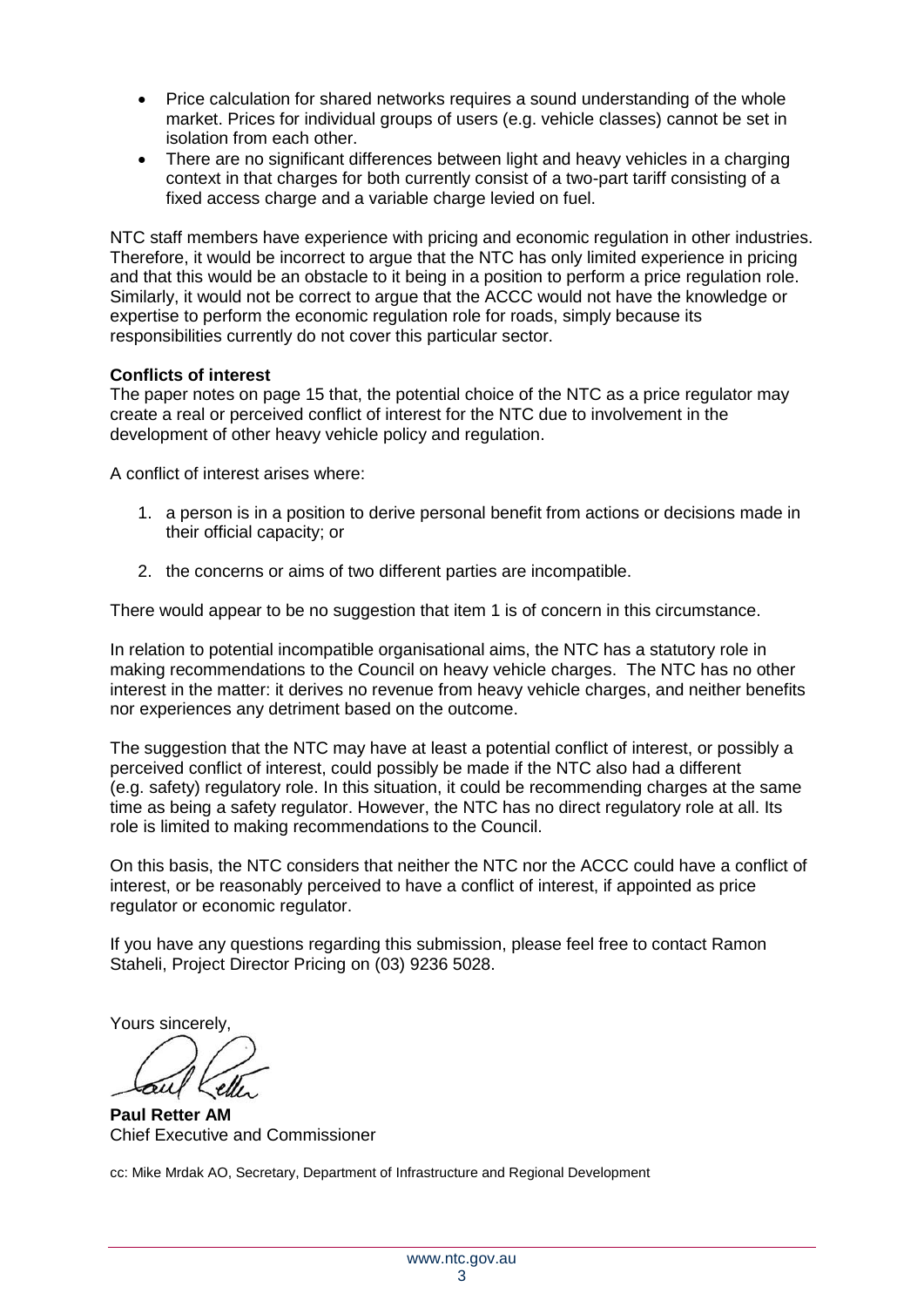- Price calculation for shared networks requires a sound understanding of the whole market. Prices for individual groups of users (e.g. vehicle classes) cannot be set in isolation from each other.
- There are no significant differences between light and heavy vehicles in a charging context in that charges for both currently consist of a two-part tariff consisting of a fixed access charge and a variable charge levied on fuel.

NTC staff members have experience with pricing and economic regulation in other industries. Therefore, it would be incorrect to argue that the NTC has only limited experience in pricing and that this would be an obstacle to it being in a position to perform a price regulation role. Similarly, it would not be correct to argue that the ACCC would not have the knowledge or expertise to perform the economic regulation role for roads, simply because its responsibilities currently do not cover this particular sector.

**Conflicts of interest**

The paper notes on page 15 that, the potential choice of the NTC as a price regulator may create a real or perceived conflict of interest for the NTC due to involvement in the development of other heavy vehicle policy and regulation.

A conflict of interest arises where:

1. a person is in a position to derive personal benefit from actions or decisions made in their official capacity; or
2. the concerns or aims of two different parties are incompatible.

There would appear to be no suggestion that item 1 is of concern in this circumstance.

In relation to potential incompatible organisational aims, the NTC has a statutory role in making recommendations to the Council on heavy vehicle charges. The NTC has no other interest in the matter: it derives no revenue from heavy vehicle charges, and neither benefits nor experiences any detriment based on the outcome.

The suggestion that the NTC may have at least a potential conflict of interest, or possibly a perceived conflict of interest, could possibly be made if the NTC also had a different (e.g. safety) regulatory role. In this situation, it could be recommending charges at the same time as being a safety regulator. However, the NTC has no direct regulatory role at all. Its role is limited to making recommendations to the Council.

On this basis, the NTC considers that neither the NTC nor the ACCC could have a conflict of interest, or be reasonably perceived to have a conflict of interest, if appointed as price regulator or economic regulator.

If you have any questions regarding this submission, please feel free to contact Ramon Staheli, Project Director Pricing on (03) 9236 5028.

Yours sincerely,

**Paul Retter AM**
Chief Executive and Commissioner

cc: Mike Mrdak AO, Secretary, Department of Infrastructure and Regional Development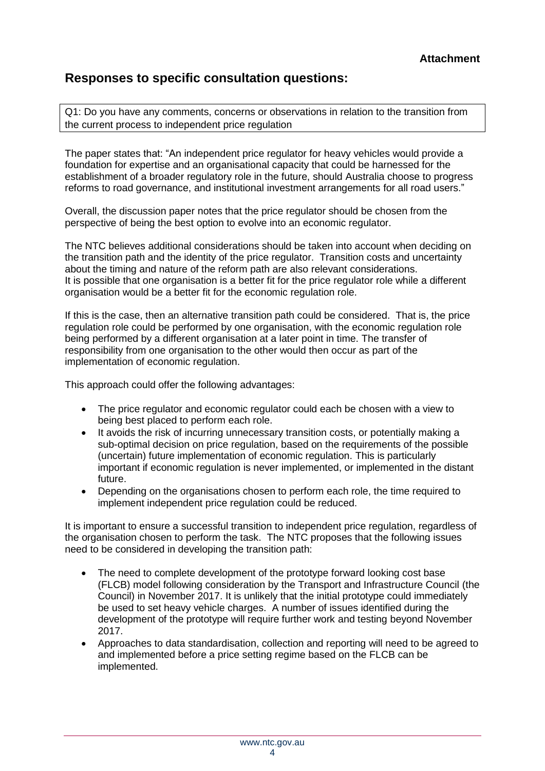**Attachment**

## Responses to specific consultation questions:

Q1: Do you have any comments, concerns or observations in relation to the transition from the current process to independent price regulation

The paper states that: "An independent price regulator for heavy vehicles would provide a foundation for expertise and an organisational capacity that could be harnessed for the establishment of a broader regulatory role in the future, should Australia choose to progress reforms to road governance, and institutional investment arrangements for all road users."

Overall, the discussion paper notes that the price regulator should be chosen from the perspective of being the best option to evolve into an economic regulator.

The NTC believes additional considerations should be taken into account when deciding on the transition path and the identity of the price regulator. Transition costs and uncertainty about the timing and nature of the reform path are also relevant considerations. It is possible that one organisation is a better fit for the price regulator role while a different organisation would be a better fit for the economic regulation role.

If this is the case, then an alternative transition path could be considered. That is, the price regulation role could be performed by one organisation, with the economic regulation role being performed by a different organisation at a later point in time. The transfer of responsibility from one organisation to the other would then occur as part of the implementation of economic regulation.

This approach could offer the following advantages:

- The price regulator and economic regulator could each be chosen with a view to being best placed to perform each role.
- It avoids the risk of incurring unnecessary transition costs, or potentially making a sub-optimal decision on price regulation, based on the requirements of the possible (uncertain) future implementation of economic regulation. This is particularly important if economic regulation is never implemented, or implemented in the distant future.
- Depending on the organisations chosen to perform each role, the time required to implement independent price regulation could be reduced.

It is important to ensure a successful transition to independent price regulation, regardless of the organisation chosen to perform the task. The NTC proposes that the following issues need to be considered in developing the transition path:

- The need to complete development of the prototype forward looking cost base (FLCB) model following consideration by the Transport and Infrastructure Council (the Council) in November 2017. It is unlikely that the initial prototype could immediately be used to set heavy vehicle charges. A number of issues identified during the development of the prototype will require further work and testing beyond November 2017.
- Approaches to data standardisation, collection and reporting will need to be agreed to and implemented before a price setting regime based on the FLCB can be implemented.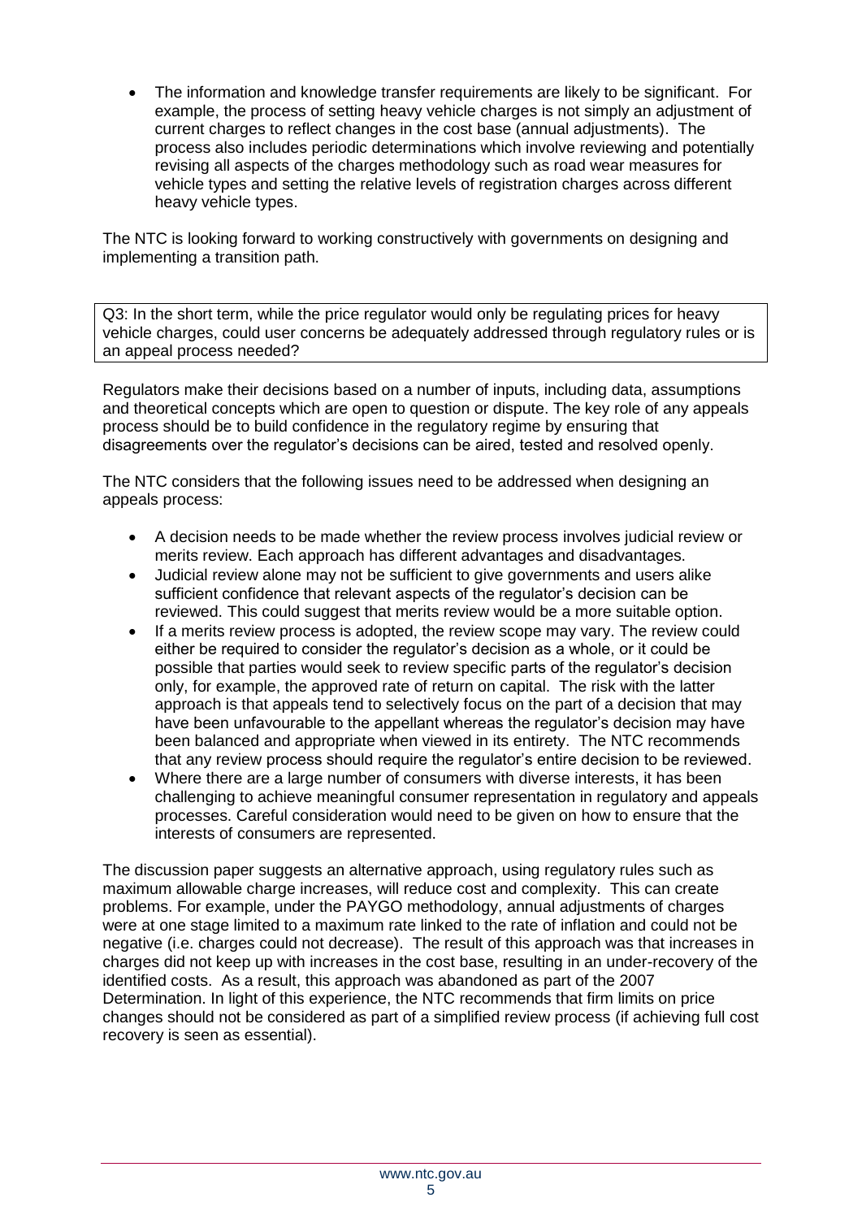- The information and knowledge transfer requirements are likely to be significant. For example, the process of setting heavy vehicle charges is not simply an adjustment of current charges to reflect changes in the cost base (annual adjustments). The process also includes periodic determinations which involve reviewing and potentially revising all aspects of the charges methodology such as road wear measures for vehicle types and setting the relative levels of registration charges across different heavy vehicle types.

The NTC is looking forward to working constructively with governments on designing and implementing a transition path.

Q3: In the short term, while the price regulator would only be regulating prices for heavy vehicle charges, could user concerns be adequately addressed through regulatory rules or is an appeal process needed?

Regulators make their decisions based on a number of inputs, including data, assumptions and theoretical concepts which are open to question or dispute. The key role of any appeals process should be to build confidence in the regulatory regime by ensuring that disagreements over the regulator's decisions can be aired, tested and resolved openly.

The NTC considers that the following issues need to be addressed when designing an appeals process:

- A decision needs to be made whether the review process involves judicial review or merits review. Each approach has different advantages and disadvantages.
- Judicial review alone may not be sufficient to give governments and users alike sufficient confidence that relevant aspects of the regulator's decision can be reviewed. This could suggest that merits review would be a more suitable option.
- If a merits review process is adopted, the review scope may vary. The review could either be required to consider the regulator's decision as a whole, or it could be possible that parties would seek to review specific parts of the regulator's decision only, for example, the approved rate of return on capital. The risk with the latter approach is that appeals tend to selectively focus on the part of a decision that may have been unfavourable to the appellant whereas the regulator's decision may have been balanced and appropriate when viewed in its entirety. The NTC recommends that any review process should require the regulator's entire decision to be reviewed.
- Where there are a large number of consumers with diverse interests, it has been challenging to achieve meaningful consumer representation in regulatory and appeals processes. Careful consideration would need to be given on how to ensure that the interests of consumers are represented.

The discussion paper suggests an alternative approach, using regulatory rules such as maximum allowable charge increases, will reduce cost and complexity. This can create problems. For example, under the PAYGO methodology, annual adjustments of charges were at one stage limited to a maximum rate linked to the rate of inflation and could not be negative (i.e. charges could not decrease). The result of this approach was that increases in charges did not keep up with increases in the cost base, resulting in an under-recovery of the identified costs. As a result, this approach was abandoned as part of the 2007 Determination. In light of this experience, the NTC recommends that firm limits on price changes should not be considered as part of a simplified review process (if achieving full cost recovery is seen as essential).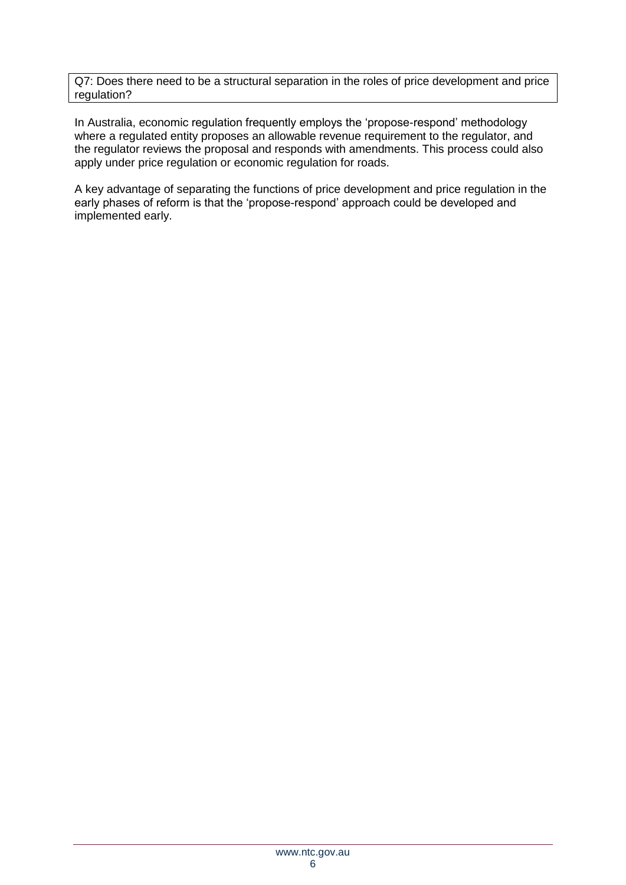Q7: Does there need to be a structural separation in the roles of price development and price regulation?

In Australia, economic regulation frequently employs the 'propose-respond' methodology where a regulated entity proposes an allowable revenue requirement to the regulator, and the regulator reviews the proposal and responds with amendments. This process could also apply under price regulation or economic regulation for roads.

A key advantage of separating the functions of price development and price regulation in the early phases of reform is that the 'propose-respond' approach could be developed and implemented early.